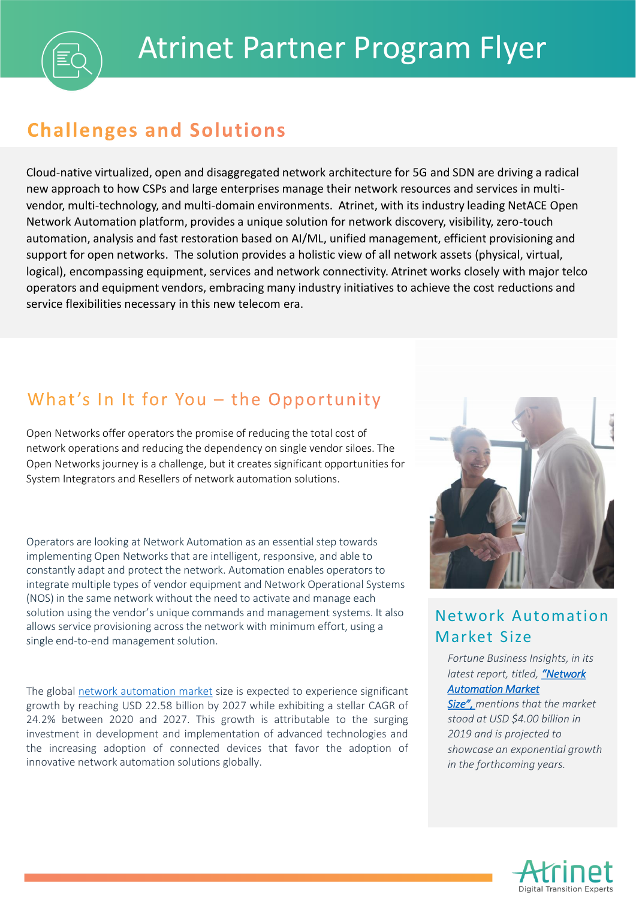# Atrinet Partner Program Flyer

## Challenges and Solutions

Cloud-native virtualized, open and disaggregated network architecture for 5G and SDN are driving a radical new approach to how CSPs and large enterprises manage their network resources and services in multi-vendor, multi-technology, and multi-domain environments. Atrinet, with its industry leading NetACE Open Network Automation platform, provides a unique solution for network discovery, visibility, zero-touch automation, analysis and fast restoration based on AI/ML, unified management, efficient provisioning and support for open networks. The solution provides a holistic view of all network assets (physical, virtual, logical), encompassing equipment, services and network connectivity. Atrinet works closely with major telco operators and equipment vendors, embracing many industry initiatives to achieve the cost reductions and service flexibilities necessary in this new telecom era.

## What's In It for You – the Opportunity

Open Networks offer operators the promise of reducing the total cost of network operations and reducing the dependency on single vendor siloes. The Open Networks journey is a challenge, but it creates significant opportunities for System Integrators and Resellers of network automation solutions.

Operators are looking at Network Automation as an essential step towards implementing Open Networks that are intelligent, responsive, and able to constantly adapt and protect the network. Automation enables operators to integrate multiple types of vendor equipment and Network Operational Systems (NOS) in the same network without the need to activate and manage each solution using the vendor's unique commands and management systems. It also allows service provisioning across the network with minimum effort, using a single end-to-end management solution.

The global network automation market size is expected to experience significant growth by reaching USD 22.58 billion by 2027 while exhibiting a stellar CAGR of 24.2% between 2020 and 2027. This growth is attributable to the surging investment in development and implementation of advanced technologies and the increasing adoption of connected devices that favor the adoption of innovative network automation solutions globally.

### Network Automation Market Size

*Fortune Business Insights, in its latest report, titled, "Network Automation Market Size", mentions that the market stood at USD $4.00 billion in 2019 and is projected to showcase an exponential growth in the forthcoming years.*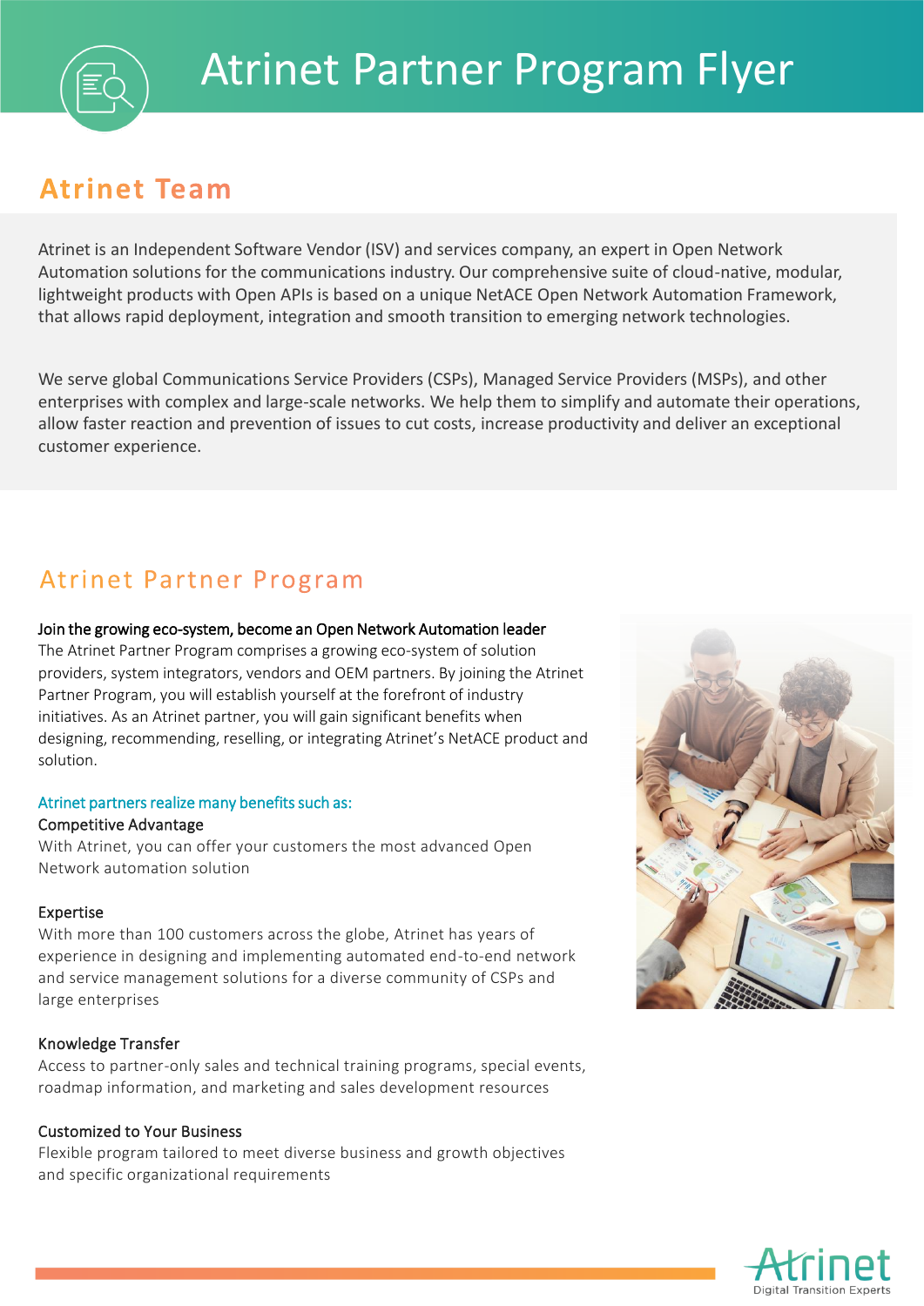# Atrinet Partner Program Flyer

## Atrinet Team

Atrinet is an Independent Software Vendor (ISV) and services company, an expert in Open Network Automation solutions for the communications industry. Our comprehensive suite of cloud-native, modular, lightweight products with Open APIs is based on a unique NetACE Open Network Automation Framework, that allows rapid deployment, integration and smooth transition to emerging network technologies.

We serve global Communications Service Providers (CSPs), Managed Service Providers (MSPs), and other enterprises with complex and large-scale networks. We help them to simplify and automate their operations, allow faster reaction and prevention of issues to cut costs, increase productivity and deliver an exceptional customer experience.

## Atrinet Partner Program

**Join the growing eco-system, become an Open Network Automation leader**

The Atrinet Partner Program comprises a growing eco-system of solution providers, system integrators, vendors and OEM partners. By joining the Atrinet Partner Program, you will establish yourself at the forefront of industry initiatives. As an Atrinet partner, you will gain significant benefits when designing, recommending, reselling, or integrating Atrinet's NetACE product and solution.

Atrinet partners realize many benefits such as:

**Competitive Advantage**

With Atrinet, you can offer your customers the most advanced Open Network automation solution

**Expertise**

With more than 100 customers across the globe, Atrinet has years of experience in designing and implementing automated end-to-end network and service management solutions for a diverse community of CSPs and large enterprises

**Knowledge Transfer**

Access to partner-only sales and technical training programs, special events, roadmap information, and marketing and sales development resources

**Customized to Your Business**

Flexible program tailored to meet diverse business and growth objectives and specific organizational requirements

Atrinet
Digital Transition Experts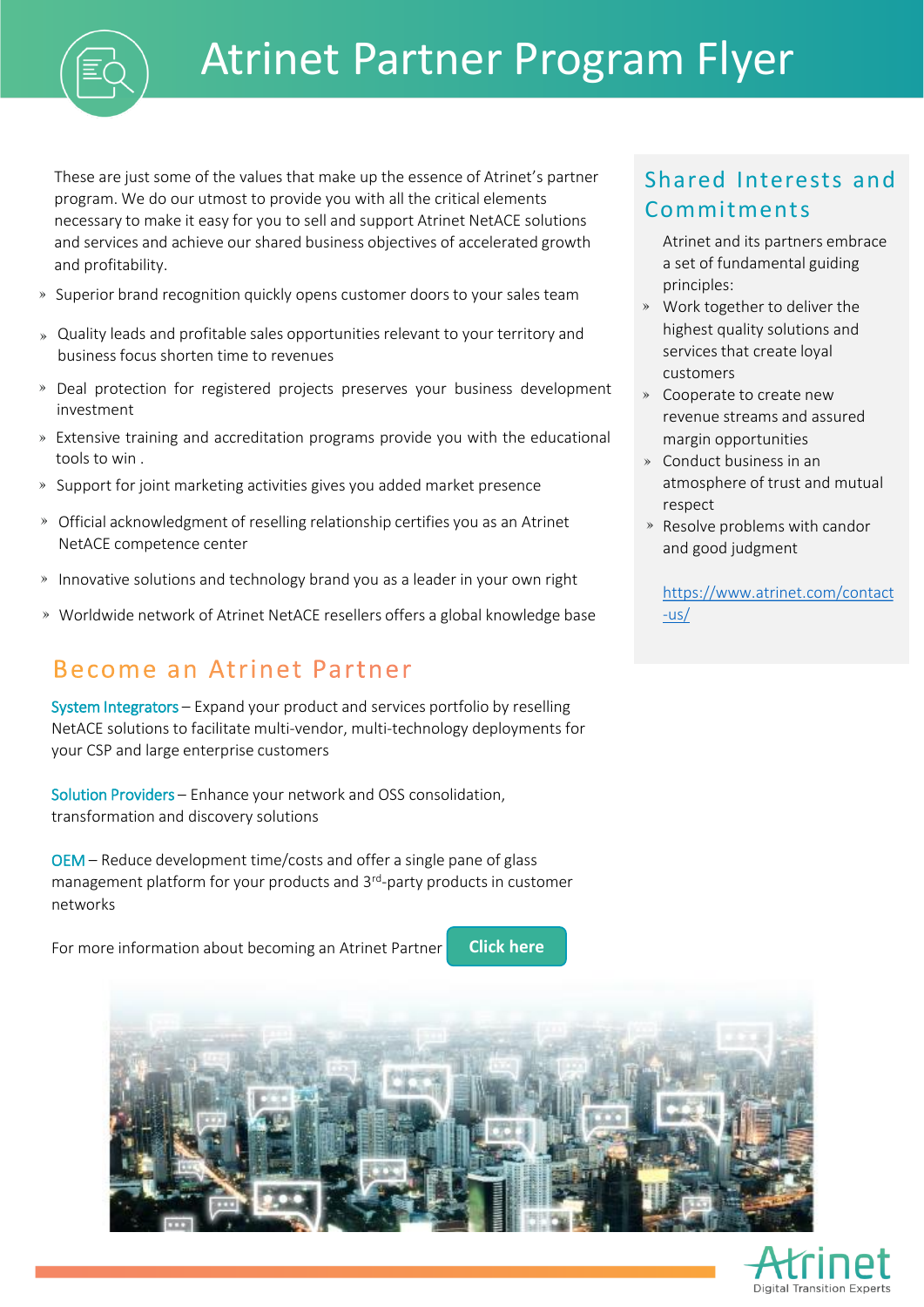# Atrinet Partner Program Flyer

These are just some of the values that make up the essence of Atrinet's partner program. We do our utmost to provide you with all the critical elements necessary to make it easy for you to sell and support Atrinet NetACE solutions and services and achieve our shared business objectives of accelerated growth and profitability.

- Superior brand recognition quickly opens customer doors to your sales team
- Quality leads and profitable sales opportunities relevant to your territory and business focus shorten time to revenues
- Deal protection for registered projects preserves your business development investment
- Extensive training and accreditation programs provide you with the educational tools to win .
- Support for joint marketing activities gives you added market presence
- Official acknowledgment of reselling relationship certifies you as an Atrinet NetACE competence center
- Innovative solutions and technology brand you as a leader in your own right
- Worldwide network of Atrinet NetACE resellers offers a global knowledge base

## Become an Atrinet Partner

System Integrators – Expand your product and services portfolio by reselling NetACE solutions to facilitate multi-vendor, multi-technology deployments for your CSP and large enterprise customers

Solution Providers – Enhance your network and OSS consolidation, transformation and discovery solutions

OEM – Reduce development time/costs and offer a single pane of glass management platform for your products and 3rd-party products in customer networks

For more information about becoming an Atrinet Partner **Click here**

## Shared Interests and Commitments

Atrinet and its partners embrace a set of fundamental guiding principles:

- Work together to deliver the highest quality solutions and services that create loyal customers
- Cooperate to create new revenue streams and assured margin opportunities
- Conduct business in an atmosphere of trust and mutual respect
- Resolve problems with candor and good judgment

https://www.atrinet.com/contact-us/

Atrinet
Digital Transition Experts